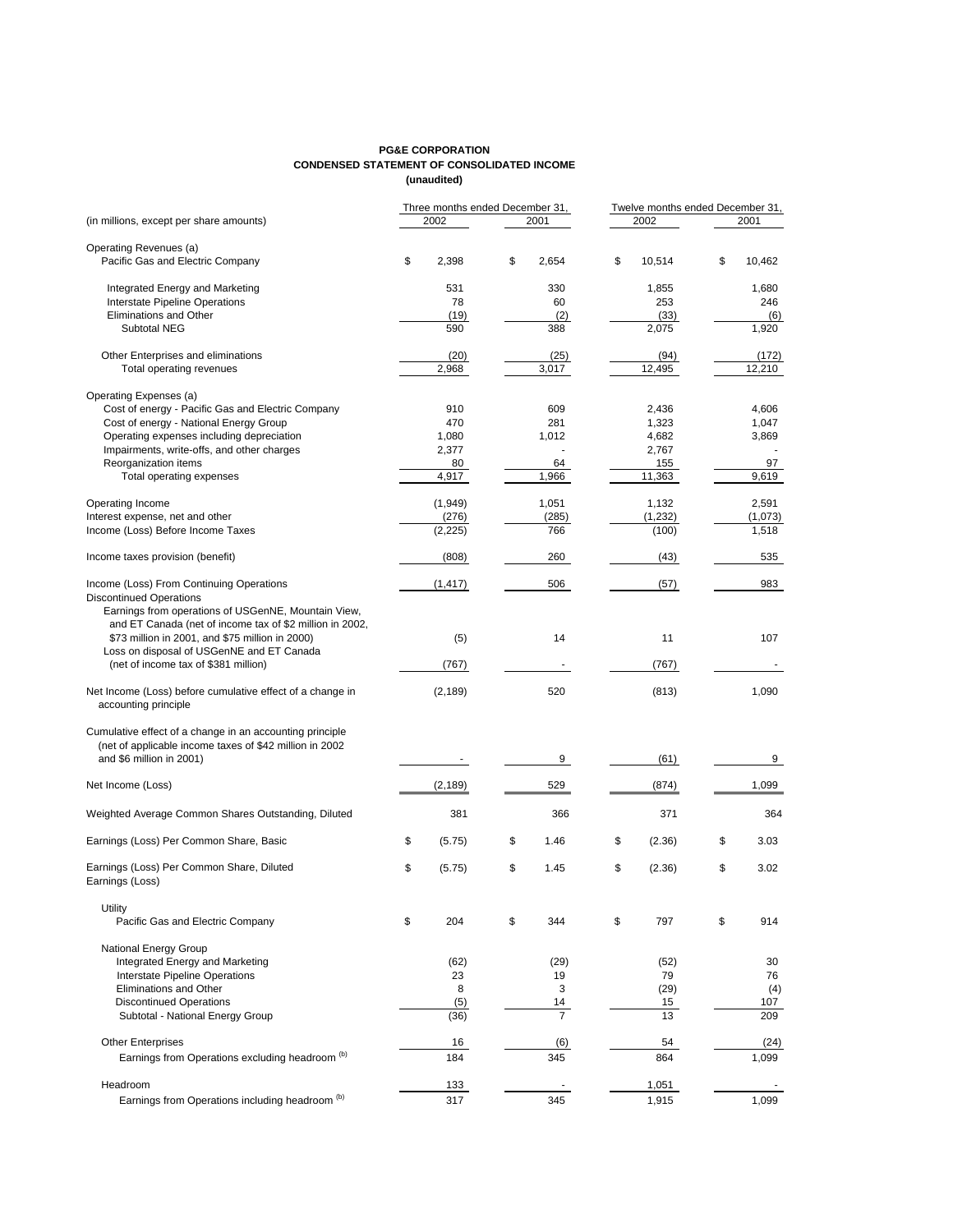**PG&E CORPORATION**
**CONDENSED STATEMENT OF CONSOLIDATED INCOME**
**(unaudited)**

| (in millions, except per share amounts) | Three months ended December 31, 2002 | Three months ended December 31, 2001 | Twelve months ended December 31, 2002 | Twelve months ended December 31, 2001 |
|---|---|---|---|---|
| Operating Revenues (a) | | | | |
| Pacific Gas and Electric Company | $ 2,398 | $ 2,654 | $ 10,514 | $ 10,462 |
| Integrated Energy and Marketing | 531 | 330 | 1,855 | 1,680 |
| Interstate Pipeline Operations | 78 | 60 | 253 | 246 |
| Eliminations and Other | (19) | (2) | (33) | (6) |
| Subtotal NEG | 590 | 388 | 2,075 | 1,920 |
| Other Enterprises and eliminations | (20) | (25) | (94) | (172) |
| Total operating revenues | 2,968 | 3,017 | 12,495 | 12,210 |
| Operating Expenses (a) | | | | |
| Cost of energy - Pacific Gas and Electric Company | 910 | 609 | 2,436 | 4,606 |
| Cost of energy - National Energy Group | 470 | 281 | 1,323 | 1,047 |
| Operating expenses including depreciation | 1,080 | 1,012 | 4,682 | 3,869 |
| Impairments, write-offs, and other charges | 2,377 | - | 2,767 | - |
| Reorganization items | 80 | 64 | 155 | 97 |
| Total operating expenses | 4,917 | 1,966 | 11,363 | 9,619 |
| Operating Income | (1,949) | 1,051 | 1,132 | 2,591 |
| Interest expense, net and other | (276) | (285) | (1,232) | (1,073) |
| Income (Loss) Before Income Taxes | (2,225) | 766 | (100) | 1,518 |
| Income taxes provision (benefit) | (808) | 260 | (43) | 535 |
| Income (Loss) From Continuing Operations | (1,417) | 506 | (57) | 983 |
| Discontinued Operations | | | | |
| Earnings from operations of USGenNE, Mountain View, and ET Canada (net of income tax of $2 million in 2002, $73 million in 2001, and $75 million in 2000) | (5) | 14 | 11 | 107 |
| Loss on disposal of USGenNE and ET Canada (net of income tax of $381 million) | (767) | - | (767) | - |
| Net Income (Loss) before cumulative effect of a change in accounting principle | (2,189) | 520 | (813) | 1,090 |
| Cumulative effect of a change in an accounting principle (net of applicable income taxes of $42 million in 2002 and $6 million in 2001) | - | 9 | (61) | 9 |
| Net Income (Loss) | (2,189) | 529 | (874) | 1,099 |
| Weighted Average Common Shares Outstanding, Diluted | 381 | 366 | 371 | 364 |
| Earnings (Loss) Per Common Share, Basic | $ (5.75) | $ 1.46 | $ (2.36) | $ 3.03 |
| Earnings (Loss) Per Common Share, Diluted | $ (5.75) | $ 1.45 | $ (2.36) | $ 3.02 |
| Earnings (Loss) | | | | |
| Utility | | | | |
| Pacific Gas and Electric Company | $ 204 | $ 344 | $ 797 | $ 914 |
| National Energy Group | | | | |
| Integrated Energy and Marketing | (62) | (29) | (52) | 30 |
| Interstate Pipeline Operations | 23 | 19 | 79 | 76 |
| Eliminations and Other | 8 | 3 | (29) | (4) |
| Discontinued Operations | (5) | 14 | 15 | 107 |
| Subtotal - National Energy Group | (36) | 7 | 13 | 209 |
| Other Enterprises | 16 | (6) | 54 | (24) |
| Earnings from Operations excluding headroom (b) | 184 | 345 | 864 | 1,099 |
| Headroom | 133 | - | 1,051 | - |
| Earnings from Operations including headroom (b) | 317 | 345 | 1,915 | 1,099 |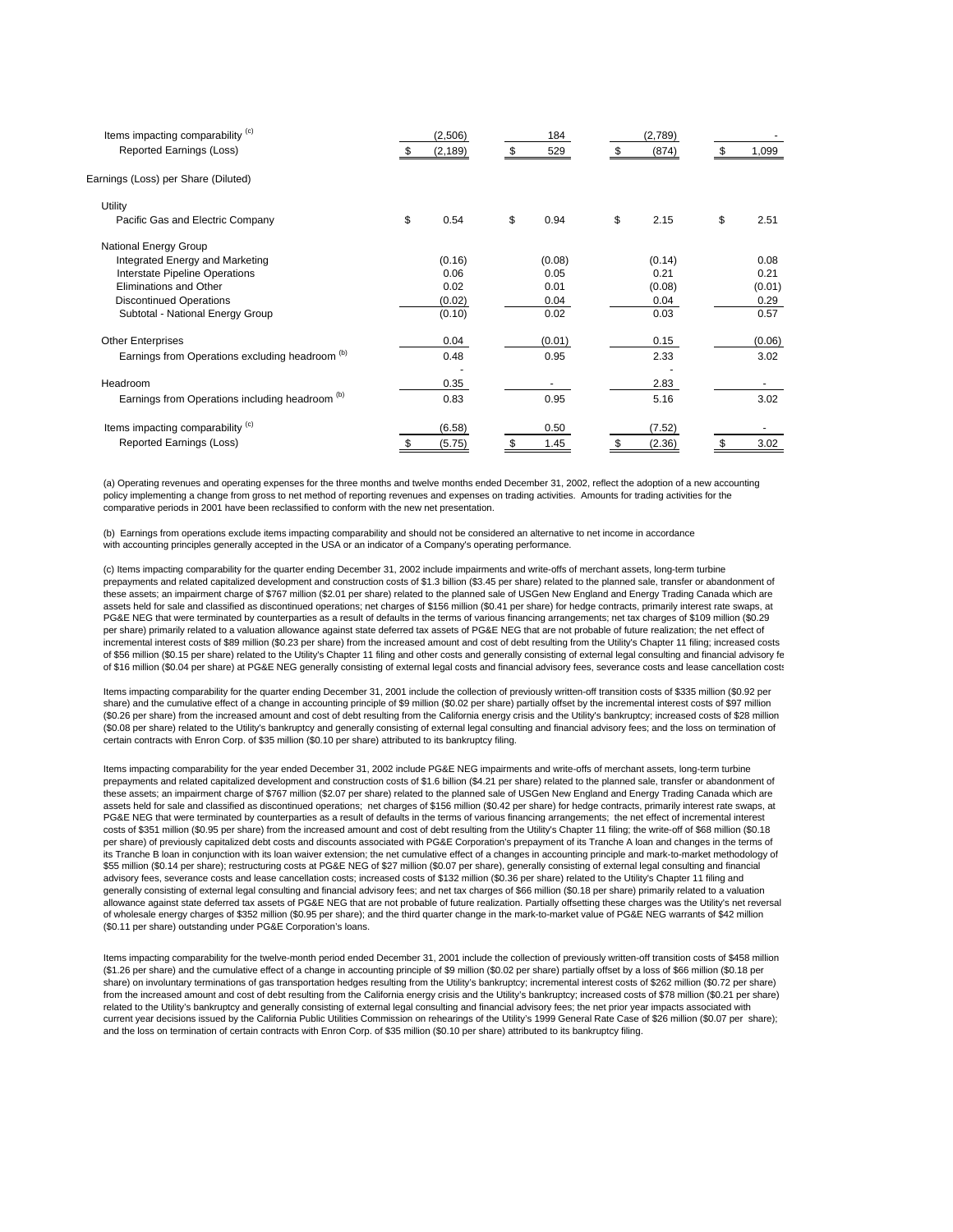| | | | | |
|---|---|---|---|---|
| Items impacting comparability [(c)] | (2,506) | 184 | (2,789) | - |
| Reported Earnings (Loss) | $ (2,189) | $ 529 | $ (874) | $ 1,099 |
| **Earnings (Loss) per Share (Diluted)** | | | | |
| Utility | | | | |
| Pacific Gas and Electric Company | $ 0.54 | $ 0.94 | $ 2.15 | $ 2.51 |
| National Energy Group | | | | |
| Integrated Energy and Marketing | (0.16) | (0.08) | (0.14) | 0.08 |
| Interstate Pipeline Operations | 0.06 | 0.05 | 0.21 | 0.21 |
| Eliminations and Other | 0.02 | 0.01 | (0.08) | (0.01) |
| Discontinued Operations | (0.02) | 0.04 | 0.04 | 0.29 |
| Subtotal - National Energy Group | (0.10) | 0.02 | 0.03 | 0.57 |
| Other Enterprises | 0.04 | (0.01) | 0.15 | (0.06) |
| Earnings from Operations excluding headroom [(b)] | 0.48 | 0.95 | 2.33 | 3.02 |
| | - | | - | |
| Headroom | 0.35 | - | 2.83 | - |
| Earnings from Operations including headroom [(b)] | 0.83 | 0.95 | 5.16 | 3.02 |
| Items impacting comparability [(c)] | (6.58) | 0.50 | (7.52) | - |
| Reported Earnings (Loss) | $ (5.75) | $ 1.45 | $ (2.36) | $ 3.02 |

(a) Operating revenues and operating expenses for the three months and twelve months ended December 31, 2002, reflect the adoption of a new accounting policy implementing a change from gross to net method of reporting revenues and expenses on trading activities. Amounts for trading activities for the comparative periods in 2001 have been reclassified to conform with the new net presentation.

(b) Earnings from operations exclude items impacting comparability and should not be considered an alternative to net income in accordance with accounting principles generally accepted in the USA or an indicator of a Company's operating performance.

(c) Items impacting comparability for the quarter ending December 31, 2002 include impairments and write-offs of merchant assets, long-term turbine prepayments and related capitalized development and construction costs of $1.3 billion ($3.45 per share) related to the planned sale, transfer or abandonment of these assets; an impairment charge of $767 million ($2.01 per share) related to the planned sale of USGen New England and Energy Trading Canada which are assets held for sale and classified as discontinued operations; net charges of $156 million ($0.41 per share) for hedge contracts, primarily interest rate swaps, at PG&E NEG that were terminated by counterparties as a result of defaults in the terms of various financing arrangements; net tax charges of $109 million ($0.29 per share) primarily related to a valuation allowance against state deferred tax assets of PG&E NEG that are not probable of future realization; the net effect of incremental interest costs of $89 million ($0.23 per share) from the increased amount and cost of debt resulting from the Utility's Chapter 11 filing; increased costs of $56 million ($0.15 per share) related to the Utility's Chapter 11 filing and other costs and generally consisting of external legal consulting and financial advisory fe of $16 million ($0.04 per share) at PG&E NEG generally consisting of external legal costs and financial advisory fees, severance costs and lease cancellation costs

Items impacting comparability for the quarter ending December 31, 2001 include the collection of previously written-off transition costs of $335 million ($0.92 per share) and the cumulative effect of a change in accounting principle of $9 million ($0.02 per share) partially offset by the incremental interest costs of $97 million ($0.26 per share) from the increased amount and cost of debt resulting from the California energy crisis and the Utility's bankruptcy; increased costs of $28 million ($0.08 per share) related to the Utility's bankruptcy and generally consisting of external legal consulting and financial advisory fees; and the loss on termination of certain contracts with Enron Corp. of $35 million ($0.10 per share) attributed to its bankruptcy filing.

Items impacting comparability for the year ended December 31, 2002 include PG&E NEG impairments and write-offs of merchant assets, long-term turbine prepayments and related capitalized development and construction costs of $1.6 billion ($4.21 per share) related to the planned sale, transfer or abandonment of these assets; an impairment charge of $767 million ($2.07 per share) related to the planned sale of USGen New England and Energy Trading Canada which are assets held for sale and classified as discontinued operations; net charges of $156 million ($0.42 per share) for hedge contracts, primarily interest rate swaps, at PG&E NEG that were terminated by counterparties as a result of defaults in the terms of various financing arrangements; the net effect of incremental interest costs of $351 million ($0.95 per share) from the increased amount and cost of debt resulting from the Utility's Chapter 11 filing; the write-off of $68 million ($0.18 per share) of previously capitalized debt costs and discounts associated with PG&E Corporation's prepayment of its Tranche A loan and changes in the terms of its Tranche B loan in conjunction with its loan waiver extension; the net cumulative effect of a changes in accounting principle and mark-to-market methodology of $55 million ($0.14 per share); restructuring costs at PG&E NEG of $27 million ($0.07 per share), generally consisting of external legal consulting and financial advisory fees, severance costs and lease cancellation costs; increased costs of $132 million ($0.36 per share) related to the Utility's Chapter 11 filing and generally consisting of external legal consulting and financial advisory fees; and net tax charges of $66 million ($0.18 per share) primarily related to a valuation allowance against state deferred tax assets of PG&E NEG that are not probable of future realization. Partially offsetting these charges was the Utility's net reversal of wholesale energy charges of $352 million ($0.95 per share); and the third quarter change in the mark-to-market value of PG&E NEG warrants of $42 million ($0.11 per share) outstanding under PG&E Corporation's loans.

Items impacting comparability for the twelve-month period ended December 31, 2001 include the collection of previously written-off transition costs of $458 million ($1.26 per share) and the cumulative effect of a change in accounting principle of $9 million ($0.02 per share) partially offset by a loss of $66 million ($0.18 per share) on involuntary terminations of gas transportation hedges resulting from the Utility's bankruptcy; incremental interest costs of $262 million ($0.72 per share) from the increased amount and cost of debt resulting from the California energy crisis and the Utility's bankruptcy; increased costs of $78 million ($0.21 per share) related to the Utility's bankruptcy and generally consisting of external legal consulting and financial advisory fees; the net prior year impacts associated with current year decisions issued by the California Public Utilities Commission on rehearings of the Utility's 1999 General Rate Case of $26 million ($0.07 per share); and the loss on termination of certain contracts with Enron Corp. of $35 million ($0.10 per share) attributed to its bankruptcy filing.